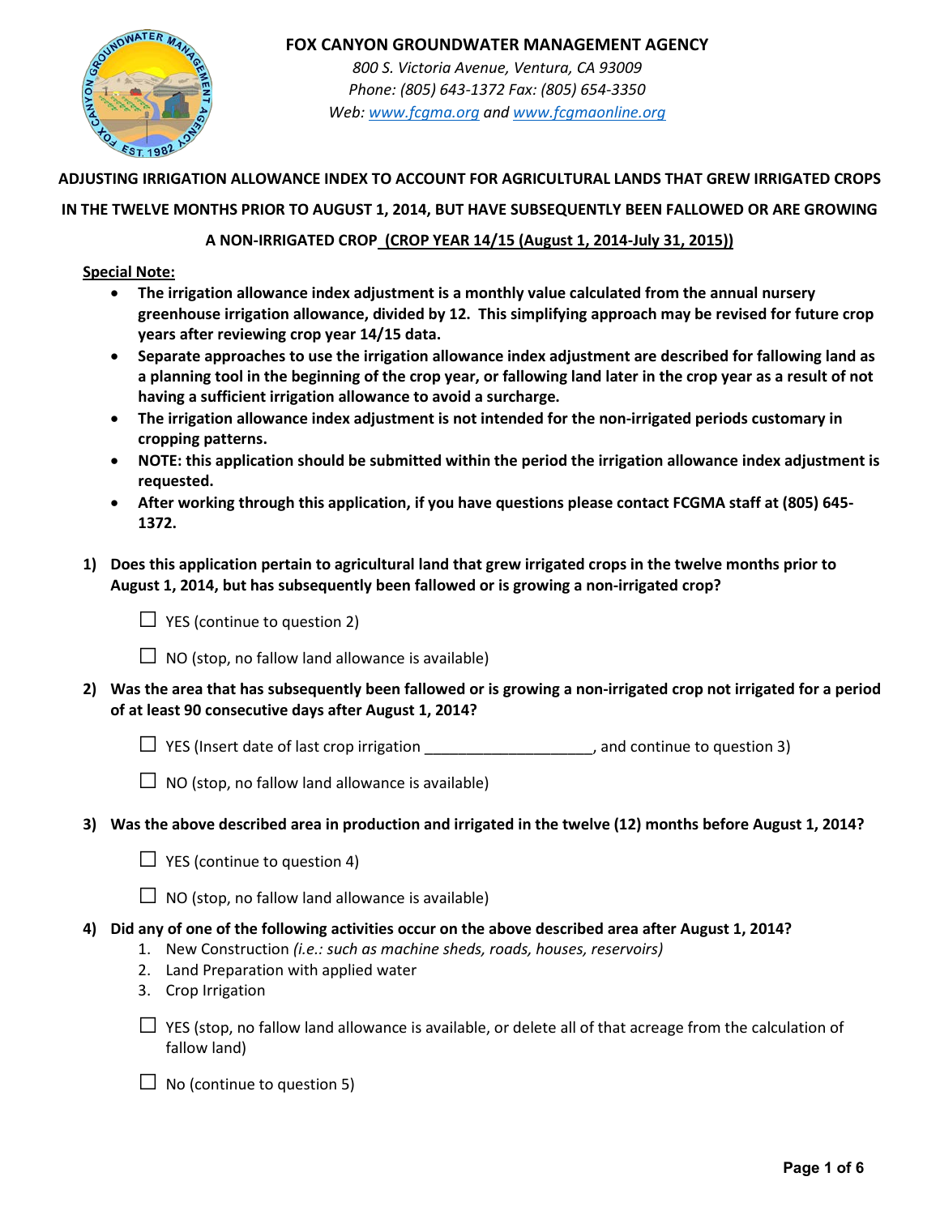# FOX CANYON GROUNDWATER MANAGEMENT AGENCY

*800 S. Victoria Avenue, Ventura, CA 93009*
*Phone: (805) 643-1372 Fax: (805) 654-3350*
*Web: www.fcgma.org and www.fcgmaonline.org*

## ADJUSTING IRRIGATION ALLOWANCE INDEX TO ACCOUNT FOR AGRICULTURAL LANDS THAT GREW IRRIGATED CROPS IN THE TWELVE MONTHS PRIOR TO AUGUST 1, 2014, BUT HAVE SUBSEQUENTLY BEEN FALLOWED OR ARE GROWING A NON-IRRIGATED CROP (CROP YEAR 14/15 (August 1, 2014-July 31, 2015))

**Special Note:**

- **The irrigation allowance index adjustment is a monthly value calculated from the annual nursery greenhouse irrigation allowance, divided by 12. This simplifying approach may be revised for future crop years after reviewing crop year 14/15 data.**
- **Separate approaches to use the irrigation allowance index adjustment are described for fallowing land as a planning tool in the beginning of the crop year, or fallowing land later in the crop year as a result of not having a sufficient irrigation allowance to avoid a surcharge.**
- **The irrigation allowance index adjustment is not intended for the non-irrigated periods customary in cropping patterns.**
- **NOTE: this application should be submitted within the period the irrigation allowance index adjustment is requested.**
- **After working through this application, if you have questions please contact FCGMA staff at (805) 645-1372.**

**1) Does this application pertain to agricultural land that grew irrigated crops in the twelve months prior to August 1, 2014, but has subsequently been fallowed or is growing a non-irrigated crop?**

☐ YES (continue to question 2)

☐ NO (stop, no fallow land allowance is available)

**2) Was the area that has subsequently been fallowed or is growing a non-irrigated crop not irrigated for a period of at least 90 consecutive days after August 1, 2014?**

☐ YES (Insert date of last crop irrigation ____________________, and continue to question 3)

☐ NO (stop, no fallow land allowance is available)

**3) Was the above described area in production and irrigated in the twelve (12) months before August 1, 2014?**

☐ YES (continue to question 4)

☐ NO (stop, no fallow land allowance is available)

**4) Did any of one of the following activities occur on the above described area after August 1, 2014?**

1. New Construction *(i.e.: such as machine sheds, roads, houses, reservoirs)*
2. Land Preparation with applied water
3. Crop Irrigation

☐ YES (stop, no fallow land allowance is available, or delete all of that acreage from the calculation of fallow land)

☐ No (continue to question 5)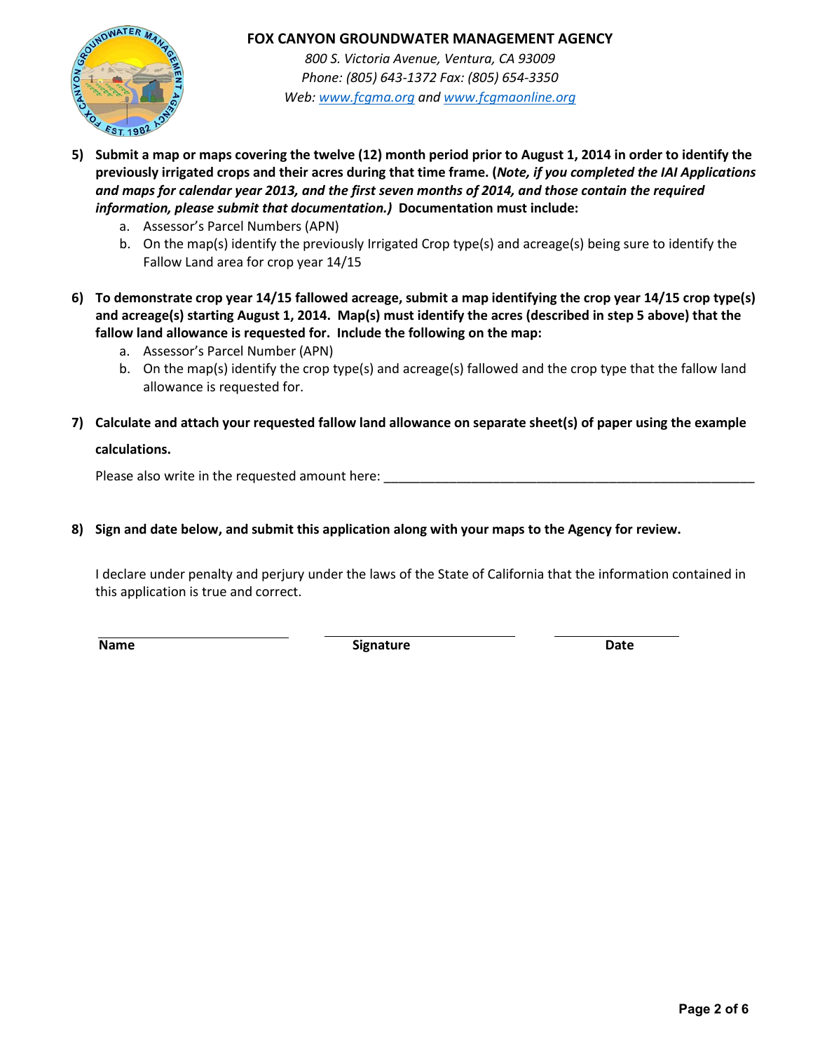**FOX CANYON GROUNDWATER MANAGEMENT AGENCY**

*800 S. Victoria Avenue, Ventura, CA 93009*
*Phone: (805) 643-1372 Fax: (805) 654-3350*
*Web: www.fcgma.org and www.fcgmaonline.org*

5) **Submit a map or maps covering the twelve (12) month period prior to August 1, 2014 in order to identify the previously irrigated crops and their acres during that time frame. (*Note, if you completed the IAI Applications and maps for calendar year 2013, and the first seven months of 2014, and those contain the required information, please submit that documentation.*) Documentation must include:**
   a. Assessor's Parcel Numbers (APN)
   b. On the map(s) identify the previously Irrigated Crop type(s) and acreage(s) being sure to identify the Fallow Land area for crop year 14/15

6) **To demonstrate crop year 14/15 fallowed acreage, submit a map identifying the crop year 14/15 crop type(s) and acreage(s) starting August 1, 2014. Map(s) must identify the acres (described in step 5 above) that the fallow land allowance is requested for. Include the following on the map:**
   a. Assessor's Parcel Number (APN)
   b. On the map(s) identify the crop type(s) and acreage(s) fallowed and the crop type that the fallow land allowance is requested for.

7) **Calculate and attach your requested fallow land allowance on separate sheet(s) of paper using the example calculations.**

   Please also write in the requested amount here: ______________________________________________________

8) **Sign and date below, and submit this application along with your maps to the Agency for review.**

   I declare under penalty and perjury under the laws of the State of California that the information contained in this application is true and correct.

| ______________________ | ______________________ | ______________ |
|---|---|---|
| **Name** | **Signature** | **Date** |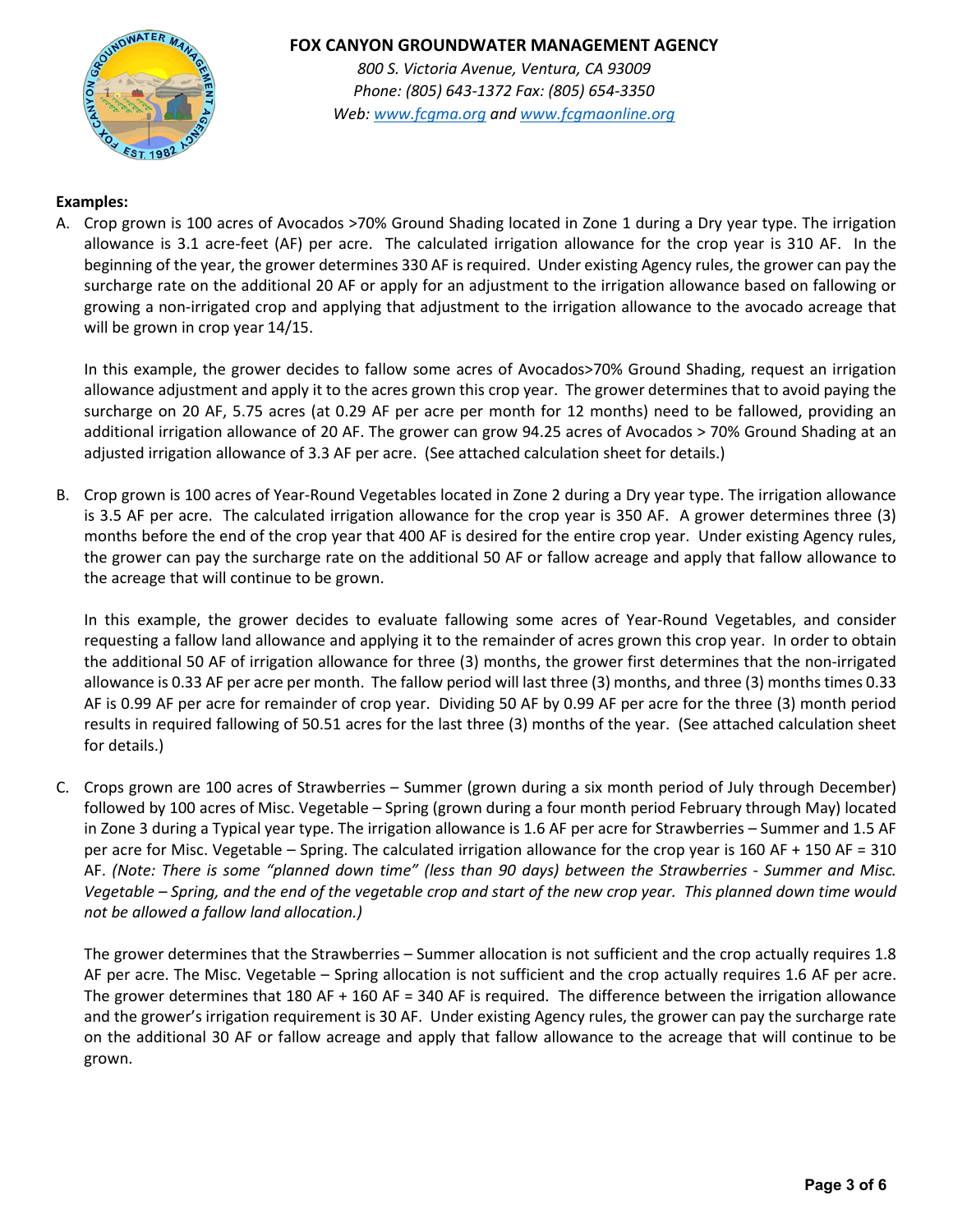**Examples:**

A. Crop grown is 100 acres of Avocados >70% Ground Shading located in Zone 1 during a Dry year type. The irrigation allowance is 3.1 acre-feet (AF) per acre. The calculated irrigation allowance for the crop year is 310 AF. In the beginning of the year, the grower determines 330 AF is required. Under existing Agency rules, the grower can pay the surcharge rate on the additional 20 AF or apply for an adjustment to the irrigation allowance based on fallowing or growing a non-irrigated crop and applying that adjustment to the irrigation allowance to the avocado acreage that will be grown in crop year 14/15.

   In this example, the grower decides to fallow some acres of Avocados>70% Ground Shading, request an irrigation allowance adjustment and apply it to the acres grown this crop year. The grower determines that to avoid paying the surcharge on 20 AF, 5.75 acres (at 0.29 AF per acre per month for 12 months) need to be fallowed, providing an additional irrigation allowance of 20 AF. The grower can grow 94.25 acres of Avocados > 70% Ground Shading at an adjusted irrigation allowance of 3.3 AF per acre. (See attached calculation sheet for details.)

B. Crop grown is 100 acres of Year-Round Vegetables located in Zone 2 during a Dry year type. The irrigation allowance is 3.5 AF per acre. The calculated irrigation allowance for the crop year is 350 AF. A grower determines three (3) months before the end of the crop year that 400 AF is desired for the entire crop year. Under existing Agency rules, the grower can pay the surcharge rate on the additional 50 AF or fallow acreage and apply that fallow allowance to the acreage that will continue to be grown.

   In this example, the grower decides to evaluate fallowing some acres of Year-Round Vegetables, and consider requesting a fallow land allowance and applying it to the remainder of acres grown this crop year. In order to obtain the additional 50 AF of irrigation allowance for three (3) months, the grower first determines that the non-irrigated allowance is 0.33 AF per acre per month. The fallow period will last three (3) months, and three (3) months times 0.33 AF is 0.99 AF per acre for remainder of crop year. Dividing 50 AF by 0.99 AF per acre for the three (3) month period results in required fallowing of 50.51 acres for the last three (3) months of the year. (See attached calculation sheet for details.)

C. Crops grown are 100 acres of Strawberries – Summer (grown during a six month period of July through December) followed by 100 acres of Misc. Vegetable – Spring (grown during a four month period February through May) located in Zone 3 during a Typical year type. The irrigation allowance is 1.6 AF per acre for Strawberries – Summer and 1.5 AF per acre for Misc. Vegetable – Spring. The calculated irrigation allowance for the crop year is 160 AF + 150 AF = 310 AF. *(Note: There is some "planned down time" (less than 90 days) between the Strawberries - Summer and Misc. Vegetable – Spring, and the end of the vegetable crop and start of the new crop year. This planned down time would not be allowed a fallow land allocation.)*

   The grower determines that the Strawberries – Summer allocation is not sufficient and the crop actually requires 1.8 AF per acre. The Misc. Vegetable – Spring allocation is not sufficient and the crop actually requires 1.6 AF per acre. The grower determines that 180 AF + 160 AF = 340 AF is required. The difference between the irrigation allowance and the grower's irrigation requirement is 30 AF. Under existing Agency rules, the grower can pay the surcharge rate on the additional 30 AF or fallow acreage and apply that fallow allowance to the acreage that will continue to be grown.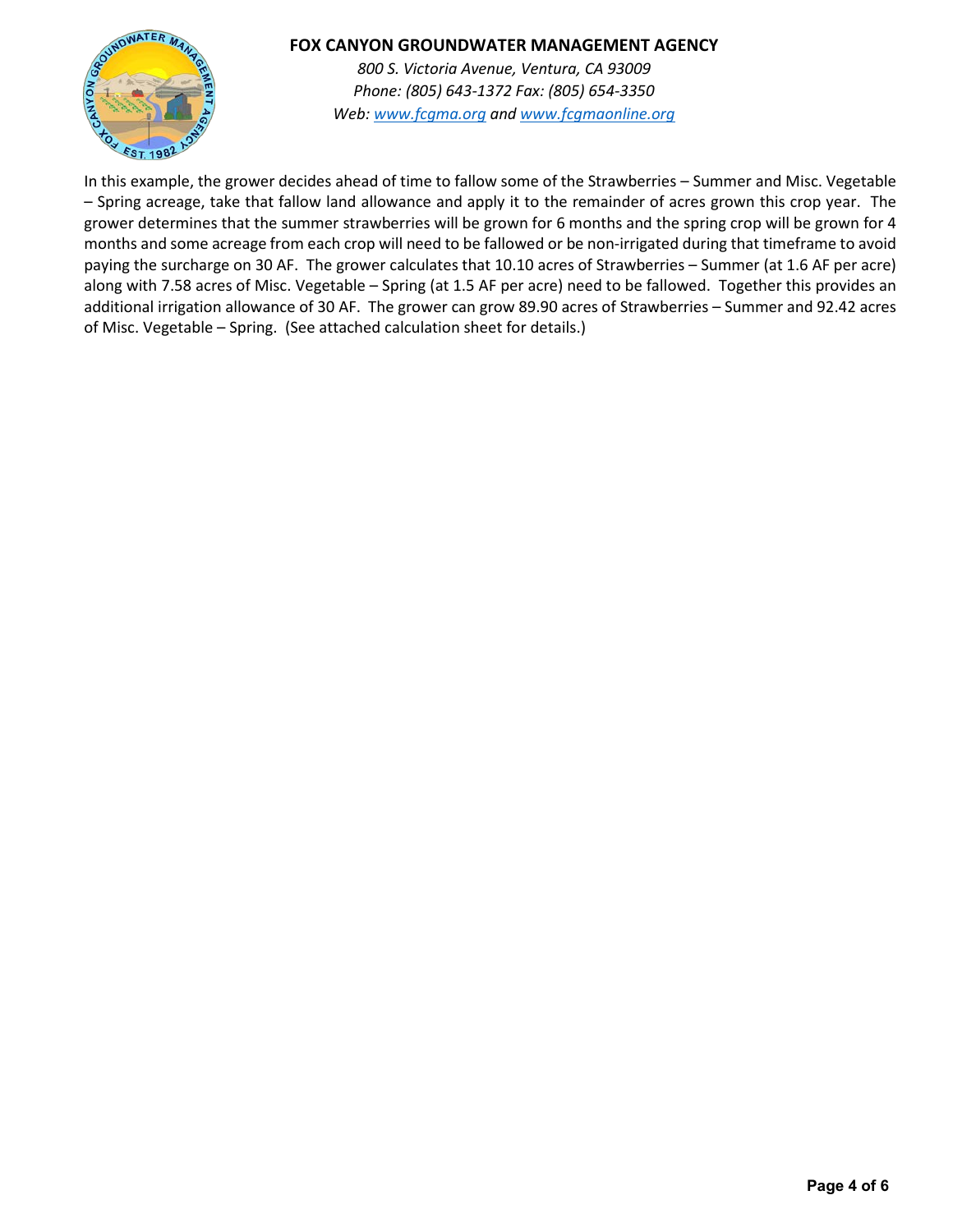In this example, the grower decides ahead of time to fallow some of the Strawberries – Summer and Misc. Vegetable – Spring acreage, take that fallow land allowance and apply it to the remainder of acres grown this crop year. The grower determines that the summer strawberries will be grown for 6 months and the spring crop will be grown for 4 months and some acreage from each crop will need to be fallowed or be non-irrigated during that timeframe to avoid paying the surcharge on 30 AF. The grower calculates that 10.10 acres of Strawberries – Summer (at 1.6 AF per acre) along with 7.58 acres of Misc. Vegetable – Spring (at 1.5 AF per acre) need to be fallowed. Together this provides an additional irrigation allowance of 30 AF. The grower can grow 89.90 acres of Strawberries – Summer and 92.42 acres of Misc. Vegetable – Spring. (See attached calculation sheet for details.)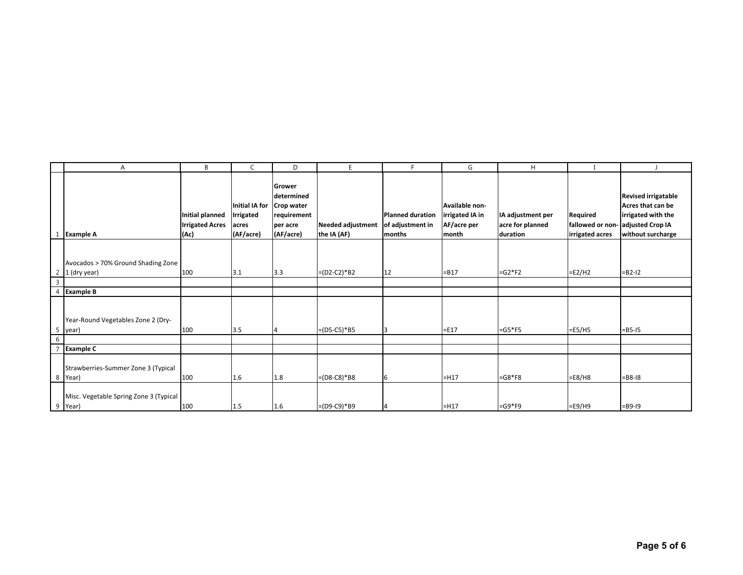| | A | B | C | D | E | F | G | H | I | J |
|---|---|---|---|---|---|---|---|---|---|---|
| 1 | **Example A** | **Initial planned Irrigated Acres (Ac)** | **Initial IA for Irrigated acres (AF/acre)** | **Grower determined Crop water requirement per acre (AF/acre)** | **Needed adjustment the IA (AF)** | **Planned duration of adjustment in months** | **Available non-irrigated IA in AF/acre per month** | **IA adjustment per acre for planned duration** | **Required fallowed or non-irrigated acres** | **Revised irrigatable Acres that can be irrigated with the adjusted Crop IA without surcharge** |
| 2 | Avocados > 70% Ground Shading Zone 1 (dry year) | 100 | 3.1 | 3.3 | =(D2-C2)*B2 | 12 | =B17 | =G2*F2 | =E2/H2 | =B2-I2 |
| 3 | | | | | | | | | | |
| 4 | **Example B** | | | | | | | | | |
| 5 | Year-Round Vegetables Zone 2 (Dry-year) | 100 | 3.5 | 4 | =(D5-C5)*B5 | 3 | =E17 | =G5*F5 | =E5/H5 | =B5-I5 |
| 6 | | | | | | | | | | |
| 7 | **Example C** | | | | | | | | | |
| 8 | Strawberries-Summer Zone 3 (Typical Year) | 100 | 1.6 | 1.8 | =(D8-C8)*B8 | 6 | =H17 | =G8*F8 | =E8/H8 | =B8-I8 |
| 9 | Misc. Vegetable Spring Zone 3 (Typical Year) | 100 | 1.5 | 1.6 | =(D9-C9)*B9 | 4 | =H17 | =G9*F9 | =E9/H9 | =B9-I9 |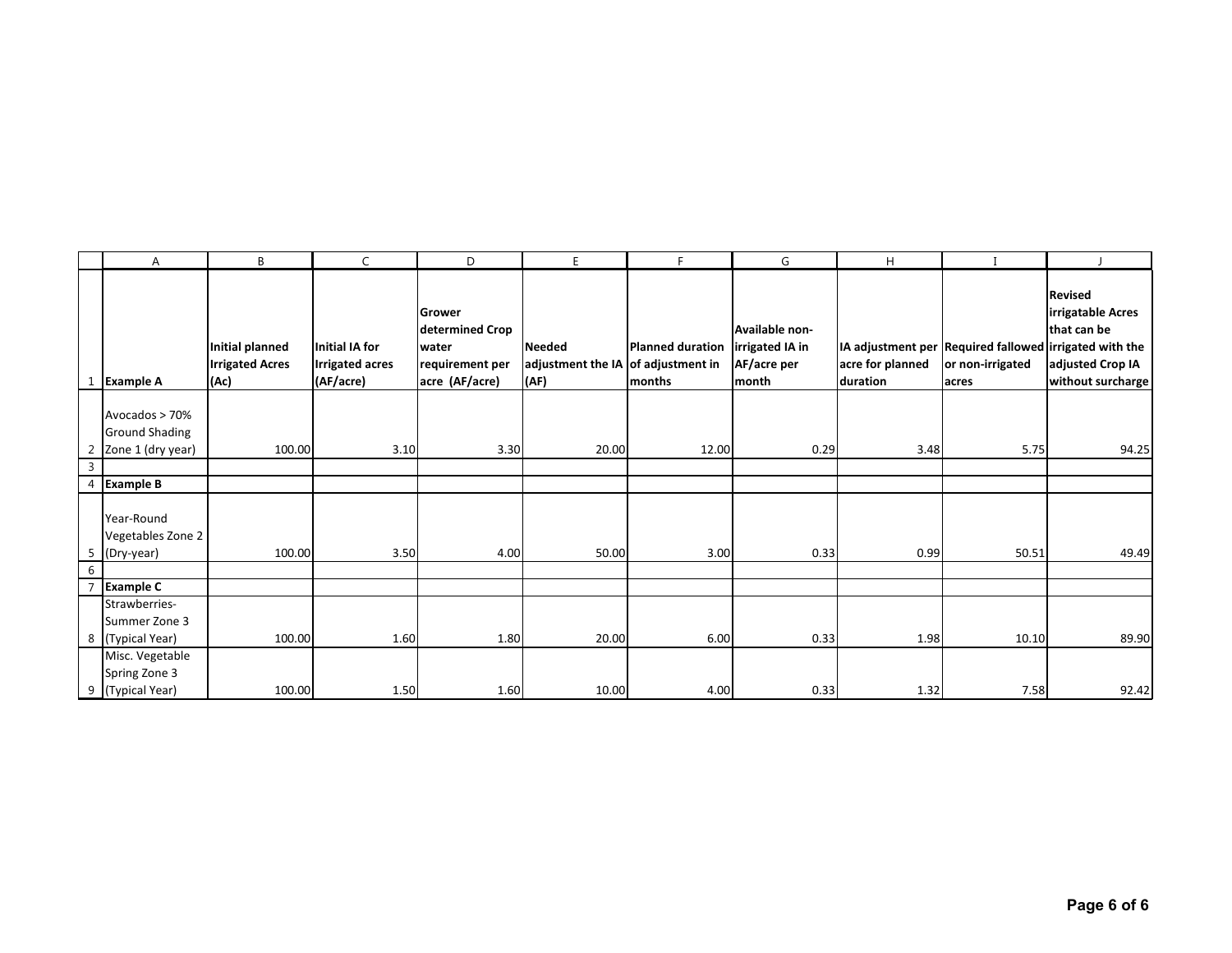| | A | B | C | D | E | F | G | H | I | J |
|---|---|---|---|---|---|---|---|---|---|---|
| 1 | **Example A** | **Initial planned Irrigated Acres (Ac)** | **Initial IA for Irrigated acres (AF/acre)** | **Grower determined Crop water requirement per acre (AF/acre)** | **Needed adjustment the IA (AF)** | **Planned duration of adjustment in months** | **Available non-irrigated IA in AF/acre per month** | **IA adjustment per acre for planned duration** | **Required fallowed or non-irrigated acres** | **Revised irrigatable Acres that can be irrigated with the adjusted Crop IA without surcharge** |
| 2 | Avocados > 70% Ground Shading Zone 1 (dry year) | 100.00 | 3.10 | 3.30 | 20.00 | 12.00 | 0.29 | 3.48 | 5.75 | 94.25 |
| 3 | | | | | | | | | | |
| 4 | **Example B** | | | | | | | | | |
| 5 | Year-Round Vegetables Zone 2 (Dry-year) | 100.00 | 3.50 | 4.00 | 50.00 | 3.00 | 0.33 | 0.99 | 50.51 | 49.49 |
| 6 | | | | | | | | | | |
| 7 | **Example C** | | | | | | | | | |
| 8 | Strawberries-Summer Zone 3 (Typical Year) | 100.00 | 1.60 | 1.80 | 20.00 | 6.00 | 0.33 | 1.98 | 10.10 | 89.90 |
| 9 | Misc. Vegetable Spring Zone 3 (Typical Year) | 100.00 | 1.50 | 1.60 | 10.00 | 4.00 | 0.33 | 1.32 | 7.58 | 92.42 |